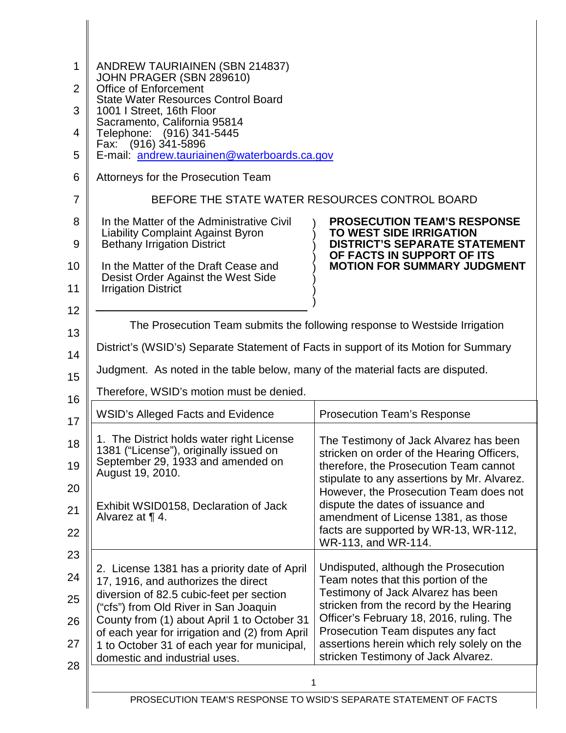ANDREW TAURIAINEN (SBN 214837)
JOHN PRAGER (SBN 289610)
Office of Enforcement
State Water Resources Control Board
1001 I Street, 16th Floor
Sacramento, California 95814
Telephone: (916) 341-5445
Fax: (916) 341-5896
E-mail: andrew.tauriainen@waterboards.ca.gov

Attorneys for the Prosecution Team

BEFORE THE STATE WATER RESOURCES CONTROL BOARD

In the Matter of the Administrative Civil Liability Complaint Against Byron Bethany Irrigation District

In the Matter of the Draft Cease and Desist Order Against the West Side Irrigation District

**PROSECUTION TEAM'S RESPONSE TO WEST SIDE IRRIGATION DISTRICT'S SEPARATE STATEMENT OF FACTS IN SUPPORT OF ITS MOTION FOR SUMMARY JUDGMENT**

The Prosecution Team submits the following response to Westside Irrigation District's (WSID's) Separate Statement of Facts in support of its Motion for Summary Judgment. As noted in the table below, many of the material facts are disputed. Therefore, WSID's motion must be denied.

| WSID's Alleged Facts and Evidence | Prosecution Team's Response |
|---|---|
| 1. The District holds water right License 1381 ("License"), originally issued on September 29, 1933 and amended on August 19, 2010.<br><br>Exhibit WSID0158, Declaration of Jack Alvarez at ¶ 4. | The Testimony of Jack Alvarez has been stricken on order of the Hearing Officers, therefore, the Prosecution Team cannot stipulate to any assertions by Mr. Alvarez. However, the Prosecution Team does not dispute the dates of issuance and amendment of License 1381, as those facts are supported by WR-13, WR-112, WR-113, and WR-114. |
| 2. License 1381 has a priority date of April 17, 1916, and authorizes the direct diversion of 82.5 cubic-feet per section ("cfs") from Old River in San Joaquin County from (1) about April 1 to October 31 of each year for irrigation and (2) from April 1 to October 31 of each year for municipal, domestic and industrial uses. | Undisputed, although the Prosecution Team notes that this portion of the Testimony of Jack Alvarez has been stricken from the record by the Hearing Officer's February 18, 2016, ruling. The Prosecution Team disputes any fact assertions herein which rely solely on the stricken Testimony of Jack Alvarez. |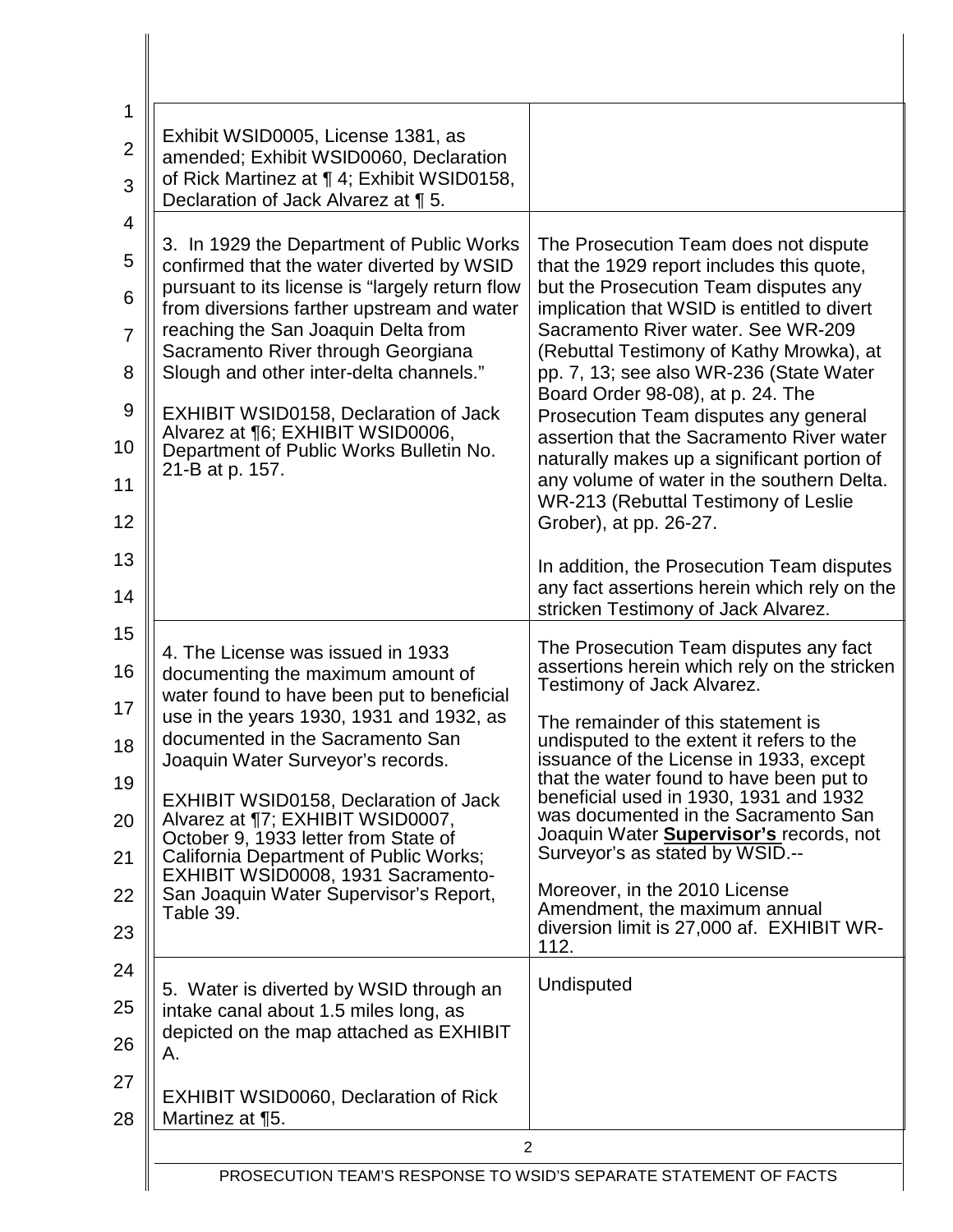| | |
|---|---|
| Exhibit WSID0005, License 1381, as amended; Exhibit WSID0060, Declaration of Rick Martinez at ¶ 4; Exhibit WSID0158, Declaration of Jack Alvarez at ¶ 5. | |
| 3. In 1929 the Department of Public Works confirmed that the water diverted by WSID pursuant to its license is "largely return flow from diversions farther upstream and water reaching the San Joaquin Delta from Sacramento River through Georgiana Slough and other inter-delta channels."<br><br>EXHIBIT WSID0158, Declaration of Jack Alvarez at ¶6; EXHIBIT WSID0006, Department of Public Works Bulletin No. 21-B at p. 157. | The Prosecution Team does not dispute that the 1929 report includes this quote, but the Prosecution Team disputes any implication that WSID is entitled to divert Sacramento River water. See WR-209 (Rebuttal Testimony of Kathy Mrowka), at pp. 7, 13; see also WR-236 (State Water Board Order 98-08), at p. 24. The Prosecution Team disputes any general assertion that the Sacramento River water naturally makes up a significant portion of any volume of water in the southern Delta. WR-213 (Rebuttal Testimony of Leslie Grober), at pp. 26-27.<br><br>In addition, the Prosecution Team disputes any fact assertions herein which rely on the stricken Testimony of Jack Alvarez. |
| 4. The License was issued in 1933 documenting the maximum amount of water found to have been put to beneficial use in the years 1930, 1931 and 1932, as documented in the Sacramento San Joaquin Water Surveyor's records.<br><br>EXHIBIT WSID0158, Declaration of Jack Alvarez at ¶7; EXHIBIT WSID0007, October 9, 1933 letter from State of California Department of Public Works; EXHIBIT WSID0008, 1931 Sacramento-San Joaquin Water Supervisor's Report, Table 39. | The Prosecution Team disputes any fact assertions herein which rely on the stricken Testimony of Jack Alvarez.<br><br>The remainder of this statement is undisputed to the extent it refers to the issuance of the License in 1933, except that the water found to have been put to beneficial used in 1930, 1931 and 1932 was documented in the Sacramento San Joaquin Water **Supervisor's** records, not Surveyor's as stated by WSID.--<br><br>Moreover, in the 2010 License Amendment, the maximum annual diversion limit is 27,000 af. EXHIBIT WR-112. |
| 5. Water is diverted by WSID through an intake canal about 1.5 miles long, as depicted on the map attached as EXHIBIT A.<br><br>EXHIBIT WSID0060, Declaration of Rick Martinez at ¶5. | Undisputed |

PROSECUTION TEAM'S RESPONSE TO WSID'S SEPARATE STATEMENT OF FACTS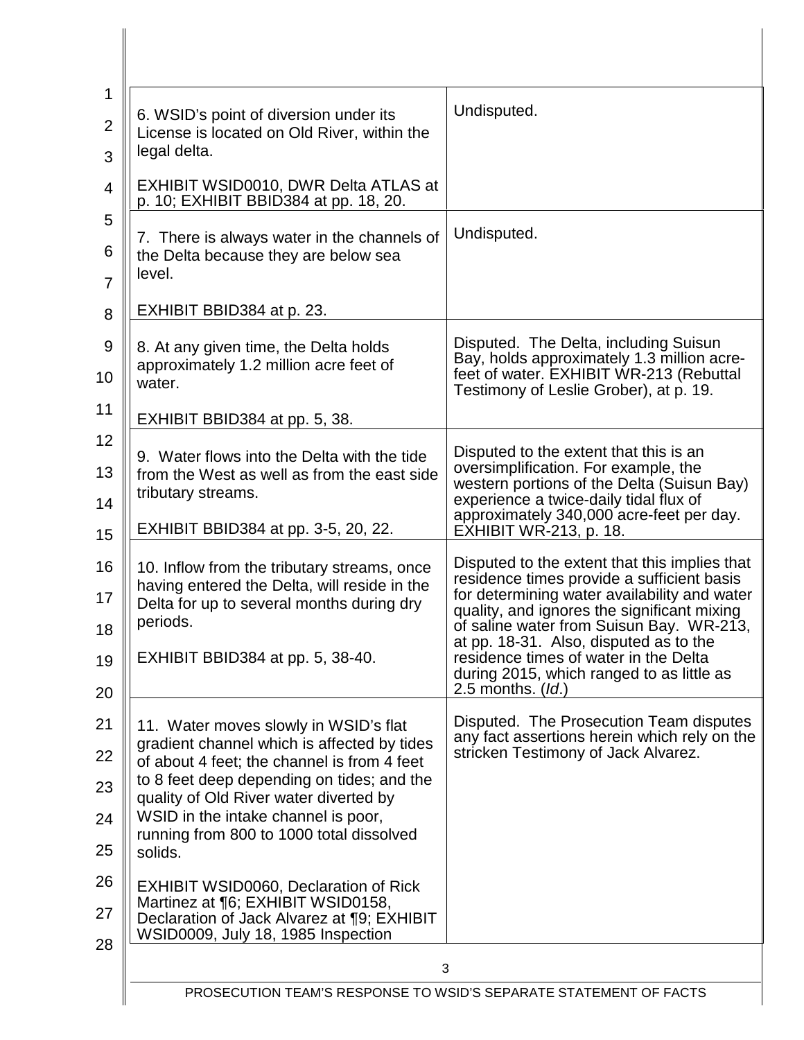| | |
|---|---|
| 6. WSID's point of diversion under its License is located on Old River, within the legal delta.<br><br>EXHIBIT WSID0010, DWR Delta ATLAS at p. 10; EXHIBIT BBID384 at pp. 18, 20. | Undisputed. |
| 7. There is always water in the channels of the Delta because they are below sea level.<br><br>EXHIBIT BBID384 at p. 23. | Undisputed. |
| 8. At any given time, the Delta holds approximately 1.2 million acre feet of water.<br><br>EXHIBIT BBID384 at pp. 5, 38. | Disputed. The Delta, including Suisun Bay, holds approximately 1.3 million acre-feet of water. EXHIBIT WR-213 (Rebuttal Testimony of Leslie Grober), at p. 19. |
| 9. Water flows into the Delta with the tide from the West as well as from the east side tributary streams.<br><br>EXHIBIT BBID384 at pp. 3-5, 20, 22. | Disputed to the extent that this is an oversimplification. For example, the western portions of the Delta (Suisun Bay) experience a twice-daily tidal flux of approximately 340,000 acre-feet per day. EXHIBIT WR-213, p. 18. |
| 10. Inflow from the tributary streams, once having entered the Delta, will reside in the Delta for up to several months during dry periods.<br><br>EXHIBIT BBID384 at pp. 5, 38-40. | Disputed to the extent that this implies that residence times provide a sufficient basis for determining water availability and water quality, and ignores the significant mixing of saline water from Suisun Bay. WR-213, at pp. 18-31. Also, disputed as to the residence times of water in the Delta during 2015, which ranged to as little as 2.5 months. (*Id*.) |
| 11. Water moves slowly in WSID's flat gradient channel which is affected by tides of about 4 feet; the channel is from 4 feet to 8 feet deep depending on tides; and the quality of Old River water diverted by WSID in the intake channel is poor, running from 800 to 1000 total dissolved solids.<br><br>EXHIBIT WSID0060, Declaration of Rick Martinez at ¶6; EXHIBIT WSID0158, Declaration of Jack Alvarez at ¶9; EXHIBIT WSID0009, July 18, 1985 Inspection | Disputed. The Prosecution Team disputes any fact assertions herein which rely on the stricken Testimony of Jack Alvarez. |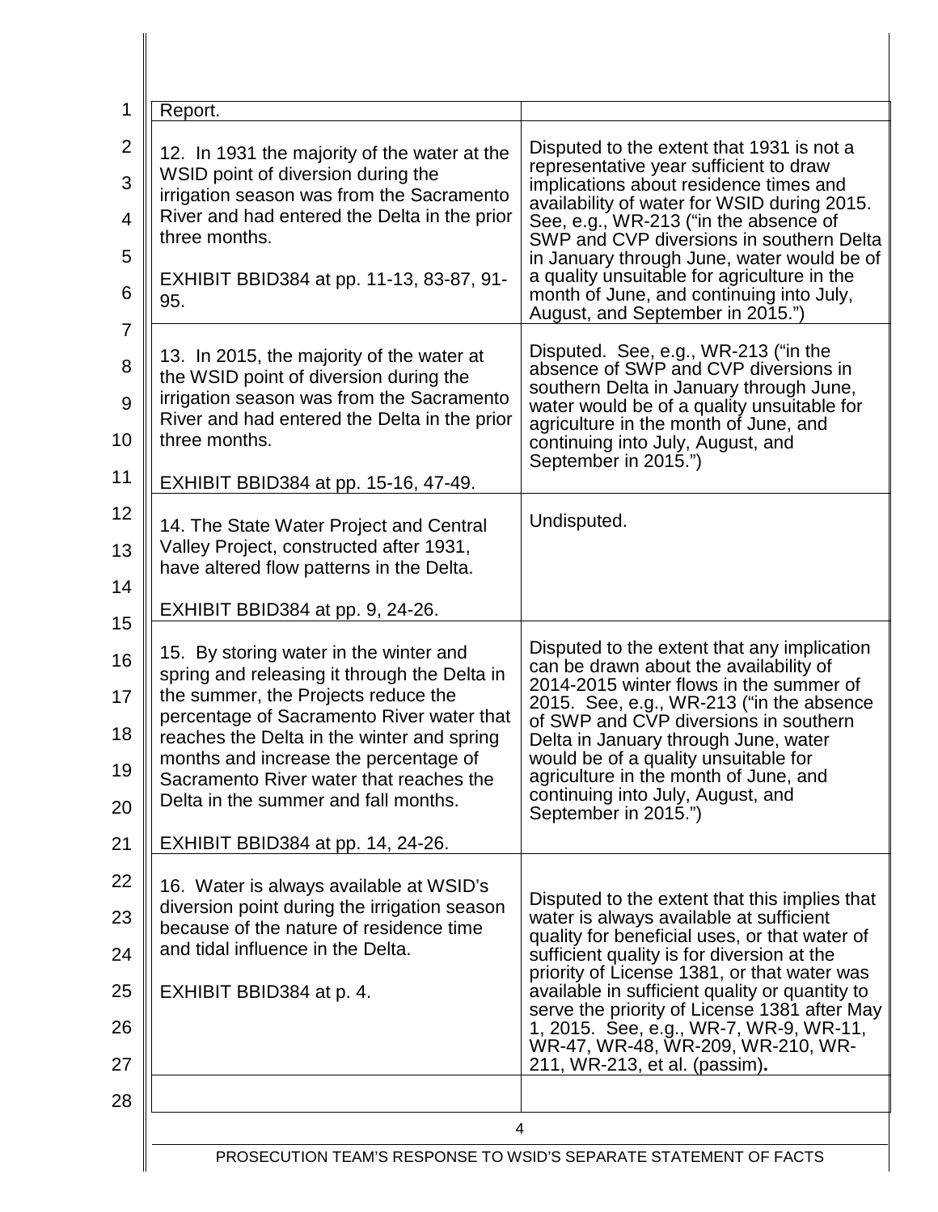| | |
|---|---|
| Report. | |
| 12. In 1931 the majority of the water at the WSID point of diversion during the irrigation season was from the Sacramento River and had entered the Delta in the prior three months.<br><br>EXHIBIT BBID384 at pp. 11-13, 83-87, 91-95. | Disputed to the extent that 1931 is not a representative year sufficient to draw implications about residence times and availability of water for WSID during 2015. See, e.g., WR-213 ("in the absence of SWP and CVP diversions in southern Delta in January through June, water would be of a quality unsuitable for agriculture in the month of June, and continuing into July, August, and September in 2015.") |
| 13. In 2015, the majority of the water at the WSID point of diversion during the irrigation season was from the Sacramento River and had entered the Delta in the prior three months.<br><br>EXHIBIT BBID384 at pp. 15-16, 47-49. | Disputed. See, e.g., WR-213 ("in the absence of SWP and CVP diversions in southern Delta in January through June, water would be of a quality unsuitable for agriculture in the month of June, and continuing into July, August, and September in 2015.") |
| 14. The State Water Project and Central Valley Project, constructed after 1931, have altered flow patterns in the Delta.<br><br>EXHIBIT BBID384 at pp. 9, 24-26. | Undisputed. |
| 15. By storing water in the winter and spring and releasing it through the Delta in the summer, the Projects reduce the percentage of Sacramento River water that reaches the Delta in the winter and spring months and increase the percentage of Sacramento River water that reaches the Delta in the summer and fall months.<br><br>EXHIBIT BBID384 at pp. 14, 24-26. | Disputed to the extent that any implication can be drawn about the availability of 2014-2015 winter flows in the summer of 2015. See, e.g., WR-213 ("in the absence of SWP and CVP diversions in southern Delta in January through June, water would be of a quality unsuitable for agriculture in the month of June, and continuing into July, August, and September in 2015.") |
| 16. Water is always available at WSID's diversion point during the irrigation season because of the nature of residence time and tidal influence in the Delta.<br><br>EXHIBIT BBID384 at p. 4. | Disputed to the extent that this implies that water is always available at sufficient quality for beneficial uses, or that water of sufficient quality is for diversion at the priority of License 1381, or that water was available in sufficient quality or quantity to serve the priority of License 1381 after May 1, 2015. See, e.g., WR-7, WR-9, WR-11, WR-47, WR-48, WR-209, WR-210, WR-211, WR-213, et al. (passim)**.** |
| | |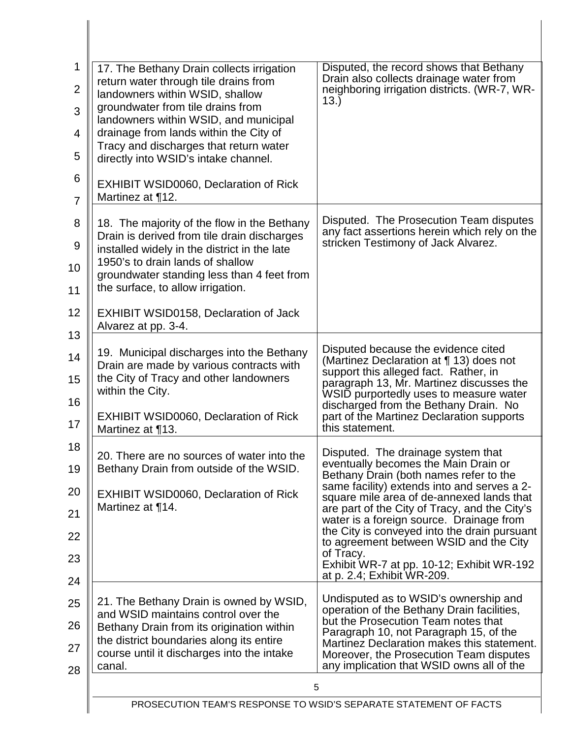| | |
|---|---|
| 17. The Bethany Drain collects irrigation return water through tile drains from landowners within WSID, shallow groundwater from tile drains from landowners within WSID, and municipal drainage from lands within the City of Tracy and discharges that return water directly into WSID's intake channel.<br><br>EXHIBIT WSID0060, Declaration of Rick Martinez at ¶12. | Disputed, the record shows that Bethany Drain also collects drainage water from neighboring irrigation districts. (WR-7, WR-13.) |
| 18. The majority of the flow in the Bethany Drain is derived from tile drain discharges installed widely in the district in the late 1950's to drain lands of shallow groundwater standing less than 4 feet from the surface, to allow irrigation.<br><br>EXHIBIT WSID0158, Declaration of Jack Alvarez at pp. 3-4. | Disputed. The Prosecution Team disputes any fact assertions herein which rely on the stricken Testimony of Jack Alvarez. |
| 19. Municipal discharges into the Bethany Drain are made by various contracts with the City of Tracy and other landowners within the City.<br><br>EXHIBIT WSID0060, Declaration of Rick Martinez at ¶13. | Disputed because the evidence cited (Martinez Declaration at ¶ 13) does not support this alleged fact. Rather, in paragraph 13, Mr. Martinez discusses the WSID purportedly uses to measure water discharged from the Bethany Drain. No part of the Martinez Declaration supports this statement. |
| 20. There are no sources of water into the Bethany Drain from outside of the WSID.<br><br>EXHIBIT WSID0060, Declaration of Rick Martinez at ¶14. | Disputed. The drainage system that eventually becomes the Main Drain or Bethany Drain (both names refer to the same facility) extends into and serves a 2-square mile area of de-annexed lands that are part of the City of Tracy, and the City's water is a foreign source. Drainage from the City is conveyed into the drain pursuant to agreement between WSID and the City of Tracy.<br>Exhibit WR-7 at pp. 10-12; Exhibit WR-192 at p. 2.4; Exhibit WR-209. |
| 21. The Bethany Drain is owned by WSID, and WSID maintains control over the Bethany Drain from its origination within the district boundaries along its entire course until it discharges into the intake canal. | Undisputed as to WSID's ownership and operation of the Bethany Drain facilities, but the Prosecution Team notes that Paragraph 10, not Paragraph 15, of the Martinez Declaration makes this statement. Moreover, the Prosecution Team disputes any implication that WSID owns all of the |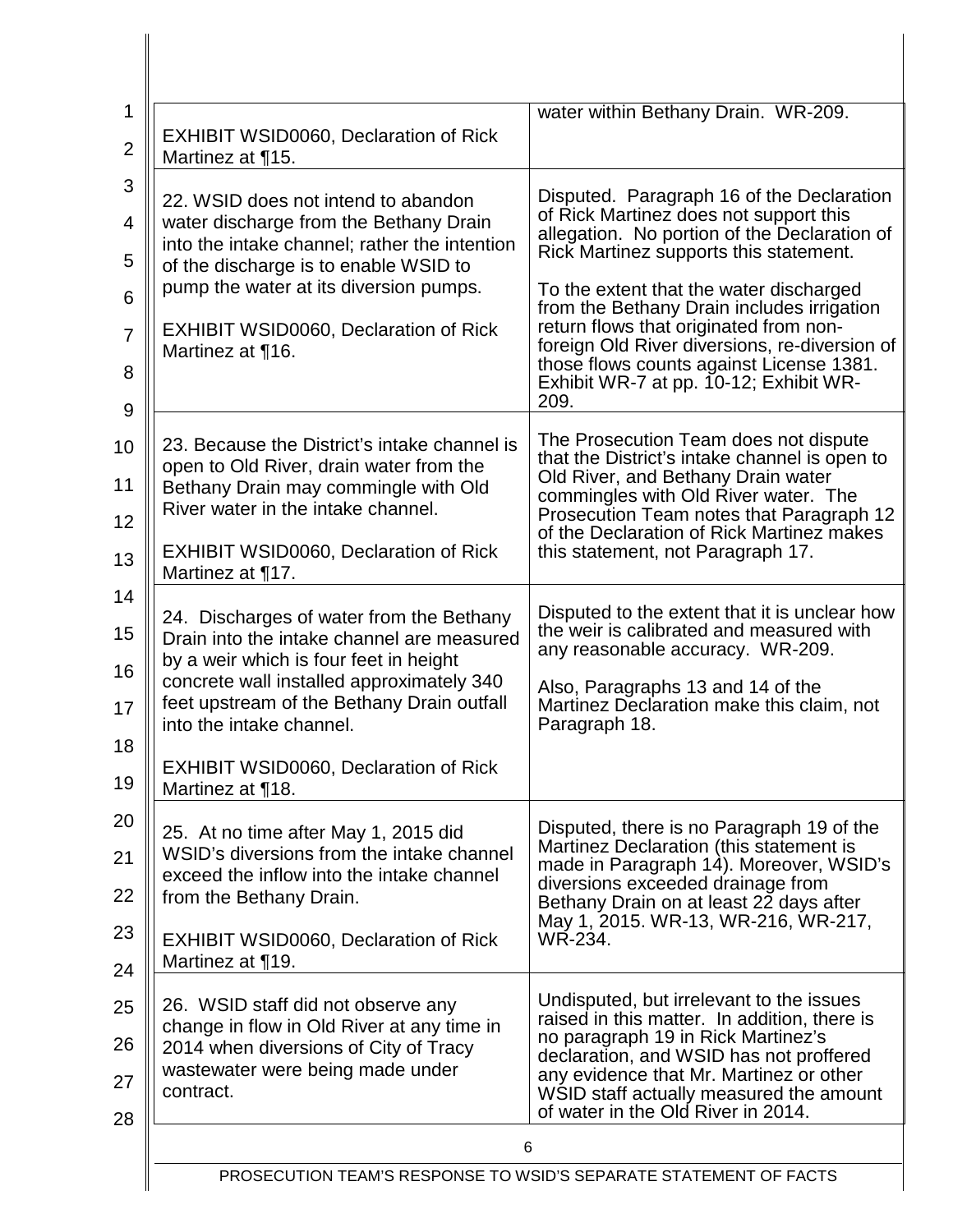| | |
|---|---|
| EXHIBIT WSID0060, Declaration of Rick Martinez at ¶15. | water within Bethany Drain. WR-209. |
| 22. WSID does not intend to abandon water discharge from the Bethany Drain into the intake channel; rather the intention of the discharge is to enable WSID to pump the water at its diversion pumps.<br><br>EXHIBIT WSID0060, Declaration of Rick Martinez at ¶16. | Disputed. Paragraph 16 of the Declaration of Rick Martinez does not support this allegation. No portion of the Declaration of Rick Martinez supports this statement.<br><br>To the extent that the water discharged from the Bethany Drain includes irrigation return flows that originated from non-foreign Old River diversions, re-diversion of those flows counts against License 1381. Exhibit WR-7 at pp. 10-12; Exhibit WR-209. |
| 23. Because the District's intake channel is open to Old River, drain water from the Bethany Drain may commingle with Old River water in the intake channel.<br><br>EXHIBIT WSID0060, Declaration of Rick Martinez at ¶17. | The Prosecution Team does not dispute that the District's intake channel is open to Old River, and Bethany Drain water commingles with Old River water. The Prosecution Team notes that Paragraph 12 of the Declaration of Rick Martinez makes this statement, not Paragraph 17. |
| 24. Discharges of water from the Bethany Drain into the intake channel are measured by a weir which is four feet in height concrete wall installed approximately 340 feet upstream of the Bethany Drain outfall into the intake channel.<br><br>EXHIBIT WSID0060, Declaration of Rick Martinez at ¶18. | Disputed to the extent that it is unclear how the weir is calibrated and measured with any reasonable accuracy. WR-209.<br><br>Also, Paragraphs 13 and 14 of the Martinez Declaration make this claim, not Paragraph 18. |
| 25. At no time after May 1, 2015 did WSID's diversions from the intake channel exceed the inflow into the intake channel from the Bethany Drain.<br><br>EXHIBIT WSID0060, Declaration of Rick Martinez at ¶19. | Disputed, there is no Paragraph 19 of the Martinez Declaration (this statement is made in Paragraph 14). Moreover, WSID's diversions exceeded drainage from Bethany Drain on at least 22 days after May 1, 2015. WR-13, WR-216, WR-217, WR-234. |
| 26. WSID staff did not observe any change in flow in Old River at any time in 2014 when diversions of City of Tracy wastewater were being made under contract. | Undisputed, but irrelevant to the issues raised in this matter. In addition, there is no paragraph 19 in Rick Martinez's declaration, and WSID has not proffered any evidence that Mr. Martinez or other WSID staff actually measured the amount of water in the Old River in 2014. |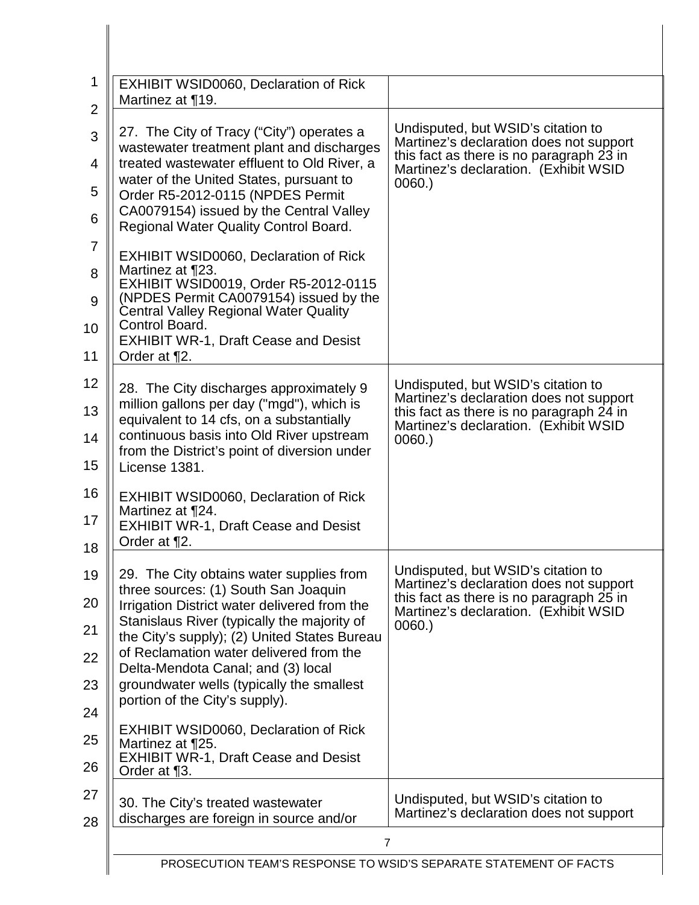| | |
|---|---|
| EXHIBIT WSID0060, Declaration of Rick Martinez at ¶19. | |
| 27. The City of Tracy ("City") operates a wastewater treatment plant and discharges treated wastewater effluent to Old River, a water of the United States, pursuant to Order R5-2012-0115 (NPDES Permit CA0079154) issued by the Central Valley Regional Water Quality Control Board.<br><br>EXHIBIT WSID0060, Declaration of Rick Martinez at ¶23.<br>EXHIBIT WSID0019, Order R5-2012-0115 (NPDES Permit CA0079154) issued by the Central Valley Regional Water Quality Control Board.<br>EXHIBIT WR-1, Draft Cease and Desist Order at ¶2. | Undisputed, but WSID's citation to Martinez's declaration does not support this fact as there is no paragraph 23 in Martinez's declaration. (Exhibit WSID 0060.) |
| 28. The City discharges approximately 9 million gallons per day ("mgd"), which is equivalent to 14 cfs, on a substantially continuous basis into Old River upstream from the District's point of diversion under License 1381.<br><br>EXHIBIT WSID0060, Declaration of Rick Martinez at ¶24.<br>EXHIBIT WR-1, Draft Cease and Desist Order at ¶2. | Undisputed, but WSID's citation to Martinez's declaration does not support this fact as there is no paragraph 24 in Martinez's declaration. (Exhibit WSID 0060.) |
| 29. The City obtains water supplies from three sources: (1) South San Joaquin Irrigation District water delivered from the Stanislaus River (typically the majority of the City's supply); (2) United States Bureau of Reclamation water delivered from the Delta-Mendota Canal; and (3) local groundwater wells (typically the smallest portion of the City's supply).<br><br>EXHIBIT WSID0060, Declaration of Rick Martinez at ¶25.<br>EXHIBIT WR-1, Draft Cease and Desist Order at ¶3. | Undisputed, but WSID's citation to Martinez's declaration does not support this fact as there is no paragraph 25 in Martinez's declaration. (Exhibit WSID 0060.) |
| 30. The City's treated wastewater discharges are foreign in source and/or | Undisputed, but WSID's citation to Martinez's declaration does not support |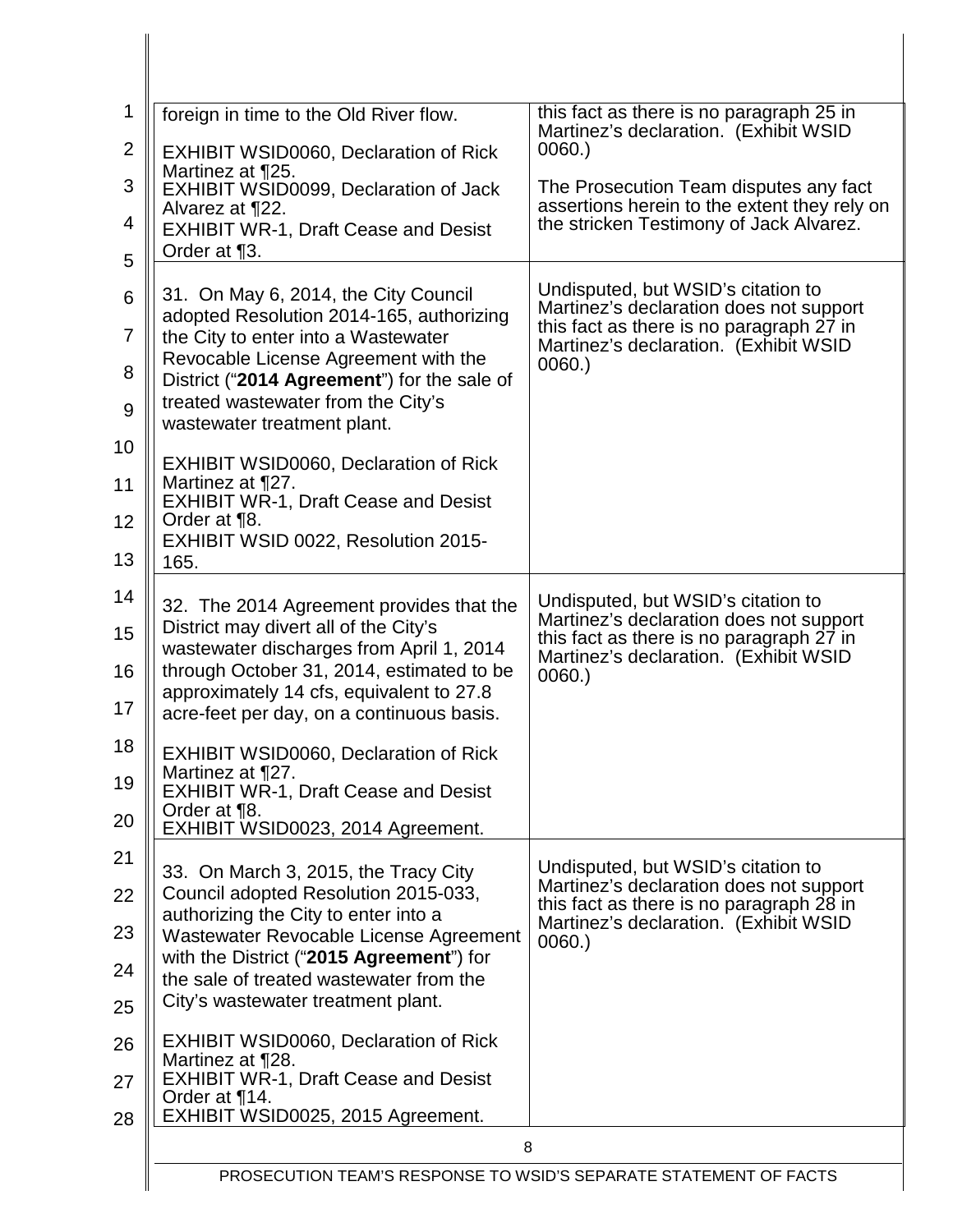| | |
|---|---|
| foreign in time to the Old River flow.<br><br>EXHIBIT WSID0060, Declaration of Rick Martinez at ¶25.<br>EXHIBIT WSID0099, Declaration of Jack Alvarez at ¶22.<br>EXHIBIT WR-1, Draft Cease and Desist Order at ¶3. | this fact as there is no paragraph 25 in Martinez's declaration. (Exhibit WSID 0060.)<br><br>The Prosecution Team disputes any fact assertions herein to the extent they rely on the stricken Testimony of Jack Alvarez. |
| 31. On May 6, 2014, the City Council adopted Resolution 2014-165, authorizing the City to enter into a Wastewater Revocable License Agreement with the District ("**2014 Agreement**") for the sale of treated wastewater from the City's wastewater treatment plant.<br><br>EXHIBIT WSID0060, Declaration of Rick Martinez at ¶27.<br>EXHIBIT WR-1, Draft Cease and Desist Order at ¶8.<br>EXHIBIT WSID 0022, Resolution 2015-165. | Undisputed, but WSID's citation to Martinez's declaration does not support this fact as there is no paragraph 27 in Martinez's declaration. (Exhibit WSID 0060.) |
| 32. The 2014 Agreement provides that the District may divert all of the City's wastewater discharges from April 1, 2014 through October 31, 2014, estimated to be approximately 14 cfs, equivalent to 27.8 acre-feet per day, on a continuous basis.<br><br>EXHIBIT WSID0060, Declaration of Rick Martinez at ¶27.<br>EXHIBIT WR-1, Draft Cease and Desist Order at ¶8.<br>EXHIBIT WSID0023, 2014 Agreement. | Undisputed, but WSID's citation to Martinez's declaration does not support this fact as there is no paragraph 27 in Martinez's declaration. (Exhibit WSID 0060.) |
| 33. On March 3, 2015, the Tracy City Council adopted Resolution 2015-033, authorizing the City to enter into a Wastewater Revocable License Agreement with the District ("**2015 Agreement**") for the sale of treated wastewater from the City's wastewater treatment plant.<br><br>EXHIBIT WSID0060, Declaration of Rick Martinez at ¶28.<br>EXHIBIT WR-1, Draft Cease and Desist Order at ¶14.<br>EXHIBIT WSID0025, 2015 Agreement. | Undisputed, but WSID's citation to Martinez's declaration does not support this fact as there is no paragraph 28 in Martinez's declaration. (Exhibit WSID 0060.) |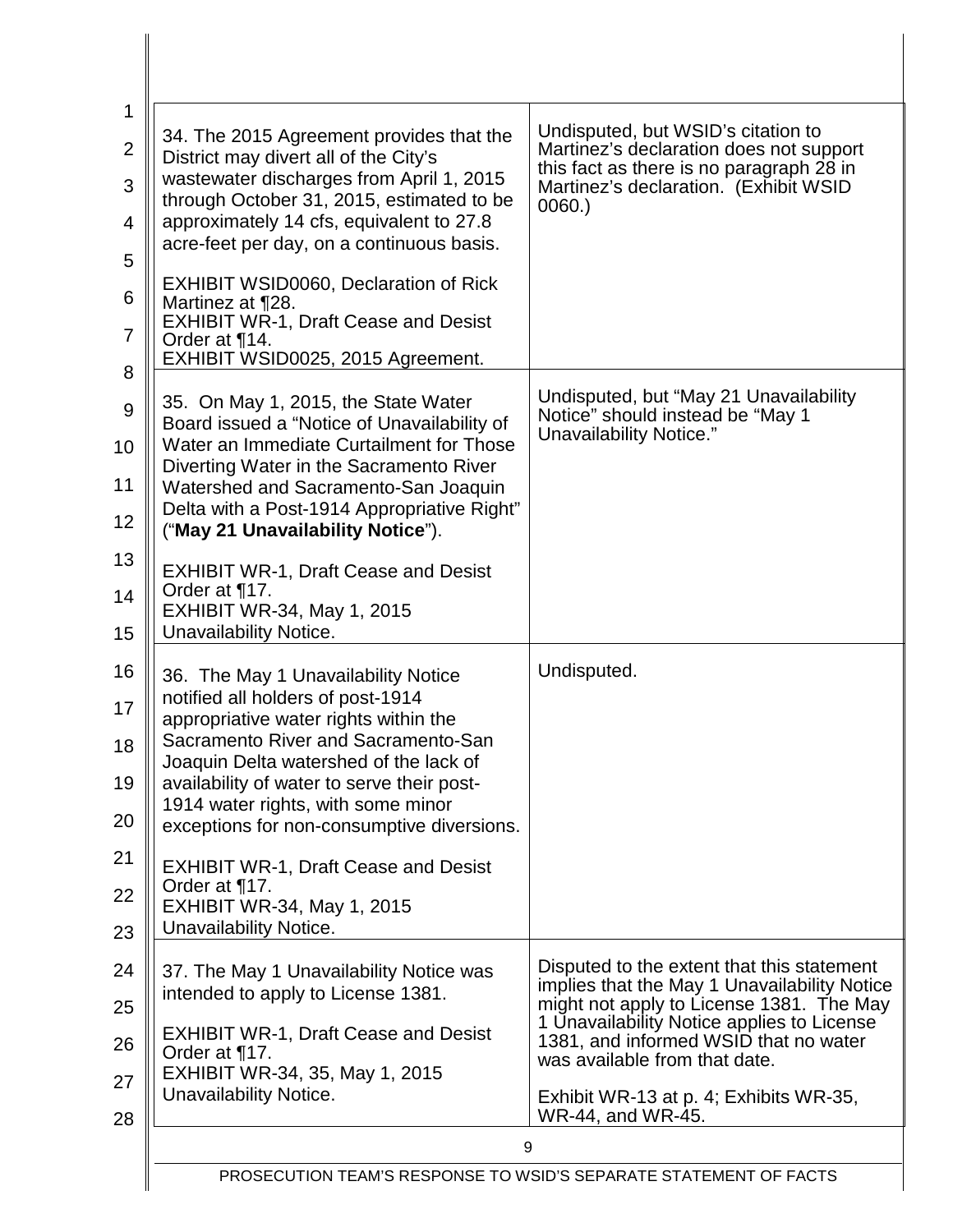| | |
|---|---|
| 34. The 2015 Agreement provides that the District may divert all of the City's wastewater discharges from April 1, 2015 through October 31, 2015, estimated to be approximately 14 cfs, equivalent to 27.8 acre-feet per day, on a continuous basis.<br><br>EXHIBIT WSID0060, Declaration of Rick Martinez at ¶28.<br>EXHIBIT WR-1, Draft Cease and Desist Order at ¶14.<br>EXHIBIT WSID0025, 2015 Agreement. | Undisputed, but WSID's citation to Martinez's declaration does not support this fact as there is no paragraph 28 in Martinez's declaration. (Exhibit WSID 0060.) |
| 35. On May 1, 2015, the State Water Board issued a "Notice of Unavailability of Water an Immediate Curtailment for Those Diverting Water in the Sacramento River Watershed and Sacramento-San Joaquin Delta with a Post-1914 Appropriative Right" ("**May 21 Unavailability Notice**").<br><br>EXHIBIT WR-1, Draft Cease and Desist Order at ¶17.<br>EXHIBIT WR-34, May 1, 2015 Unavailability Notice. | Undisputed, but "May 21 Unavailability Notice" should instead be "May 1 Unavailability Notice." |
| 36. The May 1 Unavailability Notice notified all holders of post-1914 appropriative water rights within the Sacramento River and Sacramento-San Joaquin Delta watershed of the lack of availability of water to serve their post-1914 water rights, with some minor exceptions for non-consumptive diversions.<br><br>EXHIBIT WR-1, Draft Cease and Desist Order at ¶17.<br>EXHIBIT WR-34, May 1, 2015 Unavailability Notice. | Undisputed. |
| 37. The May 1 Unavailability Notice was intended to apply to License 1381.<br><br>EXHIBIT WR-1, Draft Cease and Desist Order at ¶17.<br>EXHIBIT WR-34, 35, May 1, 2015 Unavailability Notice. | Disputed to the extent that this statement implies that the May 1 Unavailability Notice might not apply to License 1381. The May 1 Unavailability Notice applies to License 1381, and informed WSID that no water was available from that date.<br><br>Exhibit WR-13 at p. 4; Exhibits WR-35, WR-44, and WR-45. |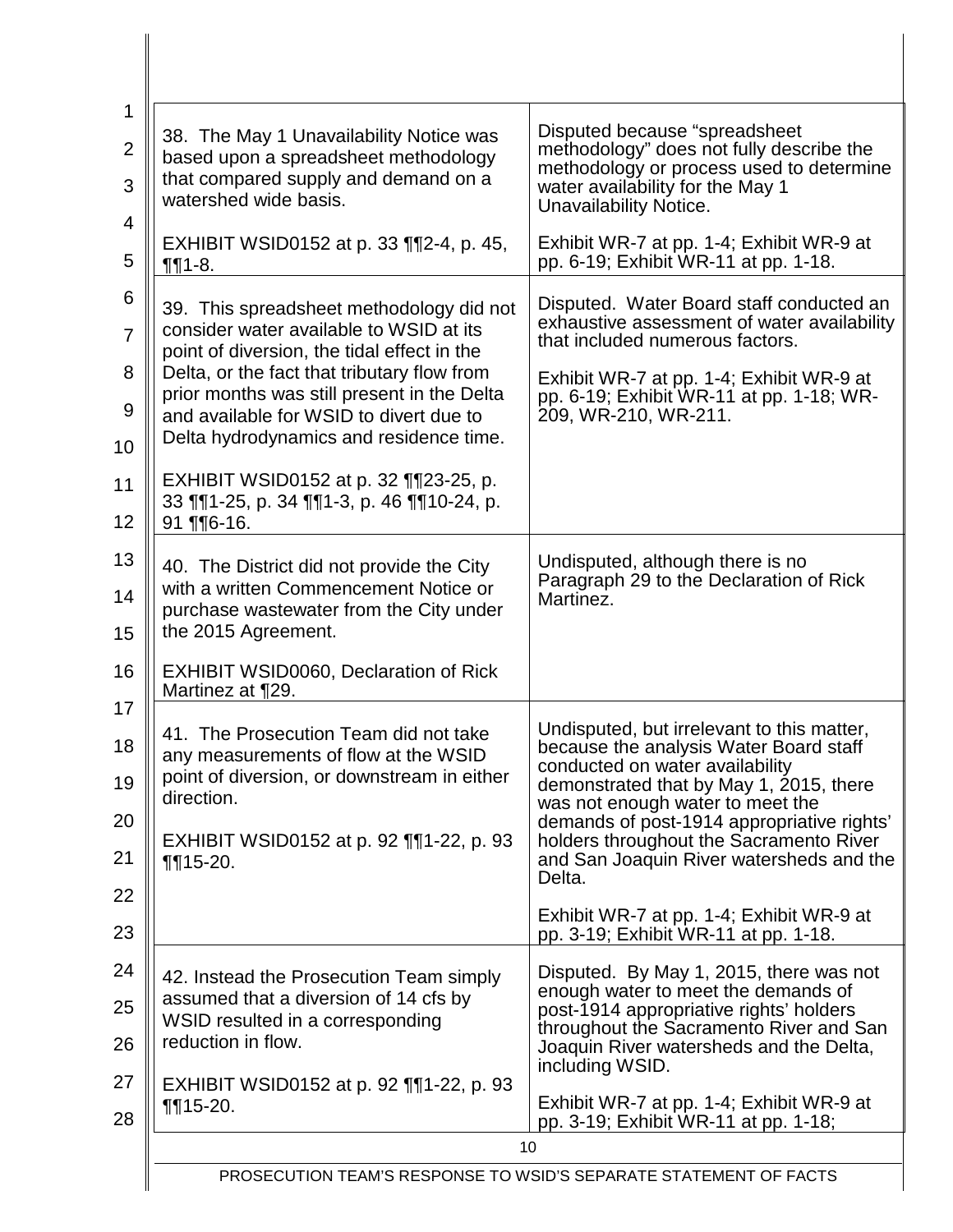| | |
|---|---|
| 38. The May 1 Unavailability Notice was based upon a spreadsheet methodology that compared supply and demand on a watershed wide basis.<br><br>EXHIBIT WSID0152 at p. 33 ¶¶2-4, p. 45, ¶¶1-8. | Disputed because "spreadsheet methodology" does not fully describe the methodology or process used to determine water availability for the May 1 Unavailability Notice.<br><br>Exhibit WR-7 at pp. 1-4; Exhibit WR-9 at pp. 6-19; Exhibit WR-11 at pp. 1-18. |
| 39. This spreadsheet methodology did not consider water available to WSID at its point of diversion, the tidal effect in the Delta, or the fact that tributary flow from prior months was still present in the Delta and available for WSID to divert due to Delta hydrodynamics and residence time.<br><br>EXHIBIT WSID0152 at p. 32 ¶¶23-25, p. 33 ¶¶1-25, p. 34 ¶¶1-3, p. 46 ¶¶10-24, p. 91 ¶¶6-16. | Disputed. Water Board staff conducted an exhaustive assessment of water availability that included numerous factors.<br><br>Exhibit WR-7 at pp. 1-4; Exhibit WR-9 at pp. 6-19; Exhibit WR-11 at pp. 1-18; WR-209, WR-210, WR-211. |
| 40. The District did not provide the City with a written Commencement Notice or purchase wastewater from the City under the 2015 Agreement.<br><br>EXHIBIT WSID0060, Declaration of Rick Martinez at ¶29. | Undisputed, although there is no Paragraph 29 to the Declaration of Rick Martinez. |
| 41. The Prosecution Team did not take any measurements of flow at the WSID point of diversion, or downstream in either direction.<br><br>EXHIBIT WSID0152 at p. 92 ¶¶1-22, p. 93 ¶¶15-20. | Undisputed, but irrelevant to this matter, because the analysis Water Board staff conducted on water availability demonstrated that by May 1, 2015, there was not enough water to meet the demands of post-1914 appropriative rights' holders throughout the Sacramento River and San Joaquin River watersheds and the Delta.<br><br>Exhibit WR-7 at pp. 1-4; Exhibit WR-9 at pp. 3-19; Exhibit WR-11 at pp. 1-18. |
| 42. Instead the Prosecution Team simply assumed that a diversion of 14 cfs by WSID resulted in a corresponding reduction in flow.<br><br>EXHIBIT WSID0152 at p. 92 ¶¶1-22, p. 93 ¶¶15-20. | Disputed. By May 1, 2015, there was not enough water to meet the demands of post-1914 appropriative rights' holders throughout the Sacramento River and San Joaquin River watersheds and the Delta, including WSID.<br><br>Exhibit WR-7 at pp. 1-4; Exhibit WR-9 at pp. 3-19; Exhibit WR-11 at pp. 1-18; |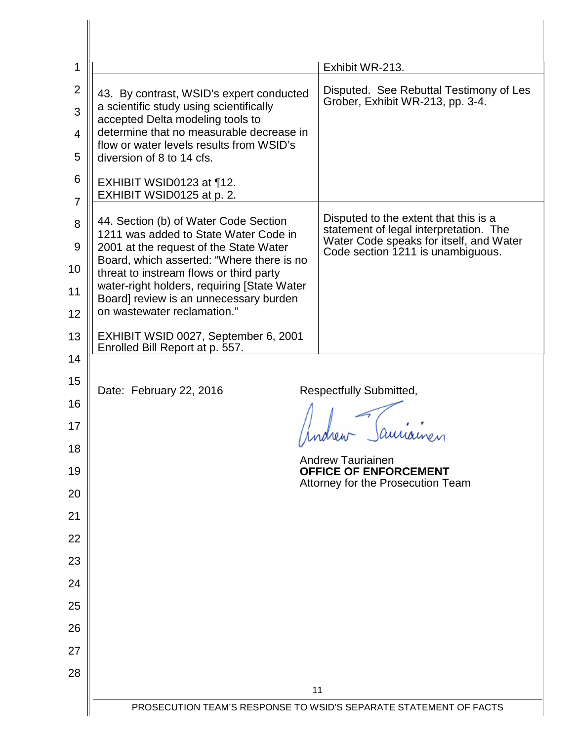| | |
|---|---|
| | Exhibit WR-213. |
| 43. By contrast, WSID's expert conducted a scientific study using scientifically accepted Delta modeling tools to determine that no measurable decrease in flow or water levels results from WSID's diversion of 8 to 14 cfs.<br><br>EXHIBIT WSID0123 at ¶12.<br>EXHIBIT WSID0125 at p. 2. | Disputed. See Rebuttal Testimony of Les Grober, Exhibit WR-213, pp. 3-4. |
| 44. Section (b) of Water Code Section 1211 was added to State Water Code in 2001 at the request of the State Water Board, which asserted: "Where there is no threat to instream flows or third party water-right holders, requiring [State Water Board] review is an unnecessary burden on wastewater reclamation."<br><br>EXHIBIT WSID 0027, September 6, 2001 Enrolled Bill Report at p. 557. | Disputed to the extent that this is a statement of legal interpretation. The Water Code speaks for itself, and Water Code section 1211 is unambiguous. |

Date: February 22, 2016

Respectfully Submitted,

Andrew Tauriainen

Andrew Tauriainen
**OFFICE OF ENFORCEMENT**
Attorney for the Prosecution Team